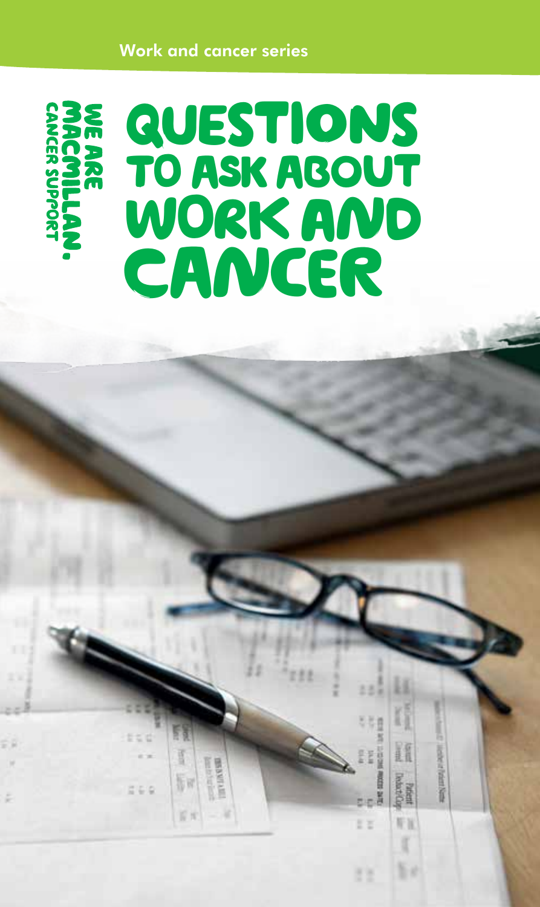Work and cancer series

WE ARE MACMILLAN. CANCER SUPPORT

# QUESTIONS TO ASK ABOUT WORK AND CANCER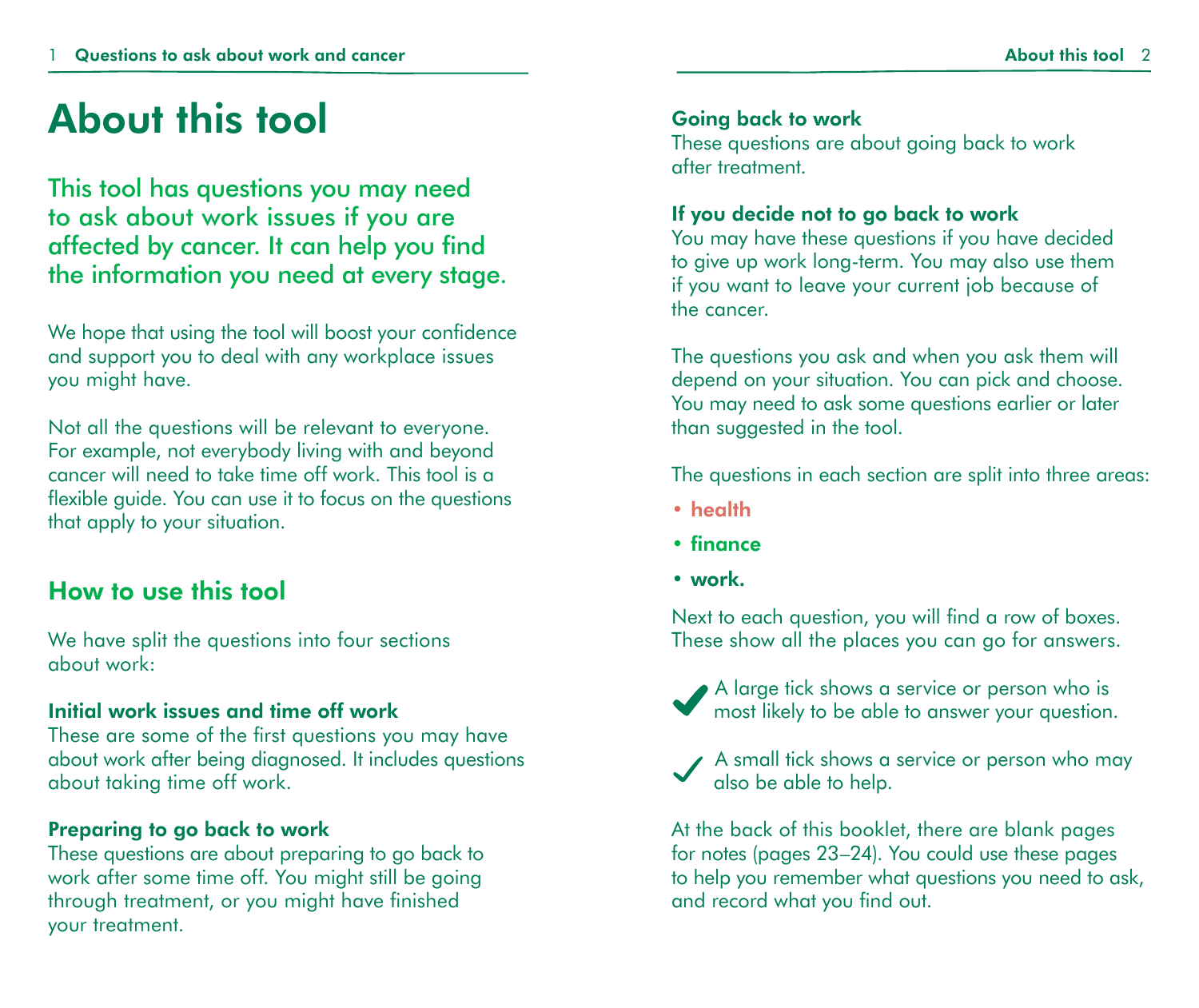# About this tool

## This tool has questions you may need to ask about work issues if you are affected by cancer. It can help you find the information you need at every stage.

We hope that using the tool will boost your confidence and support you to deal with any workplace issues you might have.

Not all the questions will be relevant to everyone. For example, not everybody living with and beyond cancer will need to take time off work. This tool is a flexible guide. You can use it to focus on the questions that apply to your situation.

## How to use this tool

We have split the questions into four sections about work:

**Initial work issues and time off work**
These are some of the first questions you may have about work after being diagnosed. It includes questions about taking time off work.

**Preparing to go back to work**
These questions are about preparing to go back to work after some time off. You might still be going through treatment, or you might have finished your treatment.

**Going back to work**
These questions are about going back to work after treatment.

**If you decide not to go back to work**
You may have these questions if you have decided to give up work long-term. You may also use them if you want to leave your current job because of the cancer.

The questions you ask and when you ask them will depend on your situation. You can pick and choose. You may need to ask some questions earlier or later than suggested in the tool.

The questions in each section are split into three areas:

- **health**
- **finance**
- **work.**

Next to each question, you will find a row of boxes. These show all the places you can go for answers.

✔ A large tick shows a service or person who is most likely to be able to answer your question.

✓ A small tick shows a service or person who may also be able to help.

At the back of this booklet, there are blank pages for notes (pages 23–24). You could use these pages to help you remember what questions you need to ask, and record what you find out.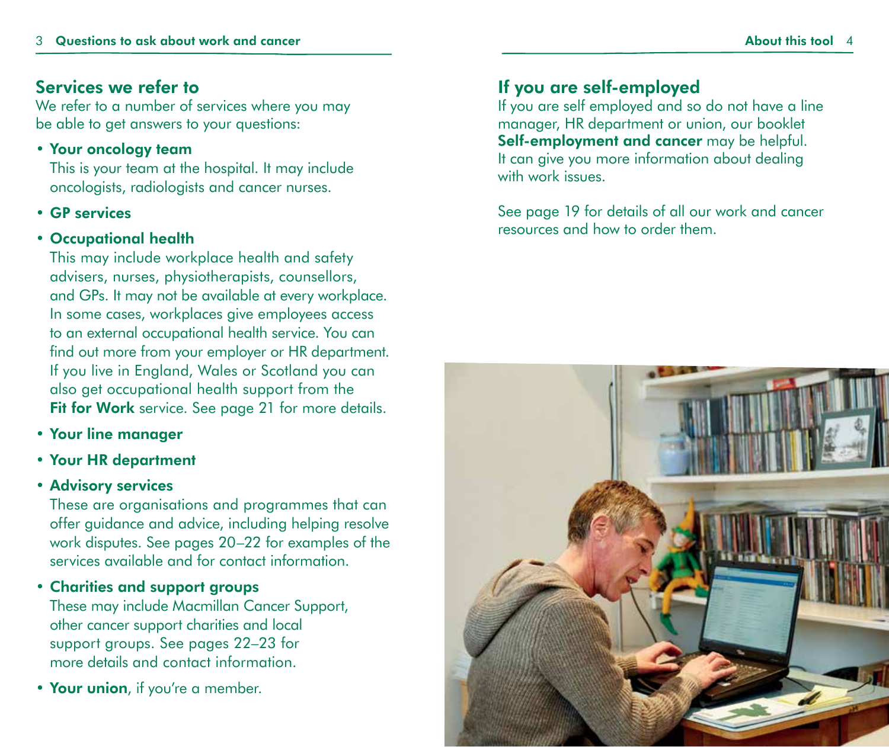## Services we refer to

We refer to a number of services where you may be able to get answers to your questions:

- **Your oncology team**
  This is your team at the hospital. It may include oncologists, radiologists and cancer nurses.
- **GP services**
- **Occupational health**
  This may include workplace health and safety advisers, nurses, physiotherapists, counsellors, and GPs. It may not be available at every workplace. In some cases, workplaces give employees access to an external occupational health service. You can find out more from your employer or HR department. If you live in England, Wales or Scotland you can also get occupational health support from the **Fit for Work** service. See page 21 for more details.
- **Your line manager**
- **Your HR department**
- **Advisory services**
  These are organisations and programmes that can offer guidance and advice, including helping resolve work disputes. See pages 20–22 for examples of the services available and for contact information.
- **Charities and support groups**
  These may include Macmillan Cancer Support, other cancer support charities and local support groups. See pages 22–23 for more details and contact information.
- **Your union**, if you're a member.

## If you are self-employed

If you are self employed and so do not have a line manager, HR department or union, our booklet **Self-employment and cancer** may be helpful. It can give you more information about dealing with work issues.

See page 19 for details of all our work and cancer resources and how to order them.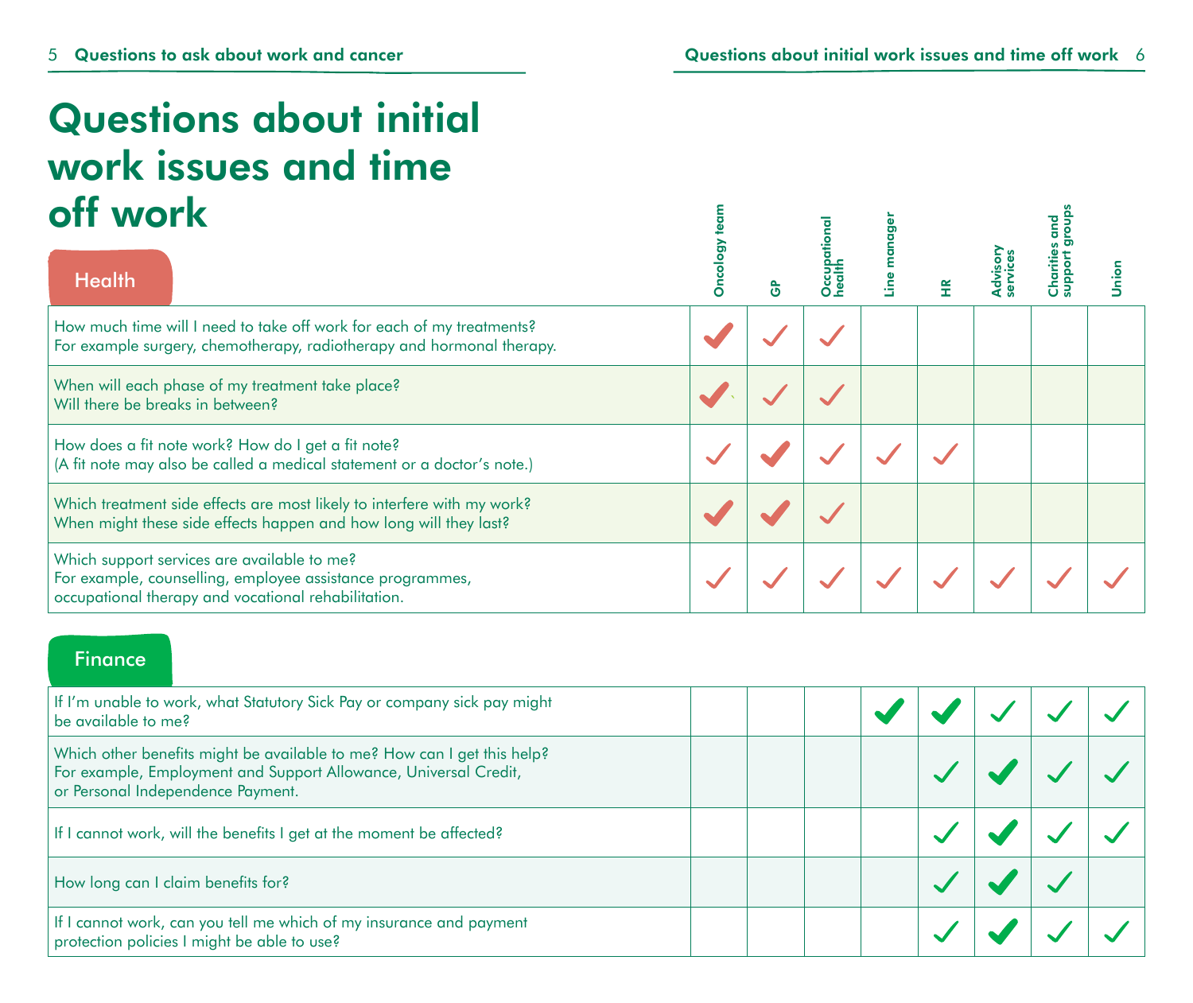# Questions about initial work issues and time off work

## Health

| Health | Oncology team | GP | Occupational health | Line manager | HR | Advisory services | Charities and support groups | Union |
|---|---|---|---|---|---|---|---|---|
| How much time will I need to take off work for each of my treatments? For example surgery, chemotherapy, radiotherapy and hormonal therapy. | ✔ | ✓ | ✓ | | | | | |
| When will each phase of my treatment take place? Will there be breaks in between? | ✔ | ✓ | ✓ | | | | | |
| How does a fit note work? How do I get a fit note? (A fit note may also be called a medical statement or a doctor's note.) | ✓ | ✔ | ✓ | ✓ | ✓ | | | |
| Which treatment side effects are most likely to interfere with my work? When might these side effects happen and how long will they last? | ✔ | ✔ | ✓ | | | | | |
| Which support services are available to me? For example, counselling, employee assistance programmes, occupational therapy and vocational rehabilitation. | ✓ | ✓ | ✓ | ✓ | ✓ | ✓ | ✓ | ✓ |

## Finance

| Finance | Oncology team | GP | Occupational health | Line manager | HR | Advisory services | Charities and support groups | Union |
|---|---|---|---|---|---|---|---|---|
| If I'm unable to work, what Statutory Sick Pay or company sick pay might be available to me? | | | | ✔ | ✔ | ✓ | ✓ | ✓ |
| Which other benefits might be available to me? How can I get this help? For example, Employment and Support Allowance, Universal Credit, or Personal Independence Payment. | | | | | ✓ | ✔ | ✓ | ✓ |
| If I cannot work, will the benefits I get at the moment be affected? | | | | | ✓ | ✔ | ✓ | ✓ |
| How long can I claim benefits for? | | | | | ✓ | ✔ | ✓ | |
| If I cannot work, can you tell me which of my insurance and payment protection policies I might be able to use? | | | | | ✓ | ✔ | ✓ | ✓ |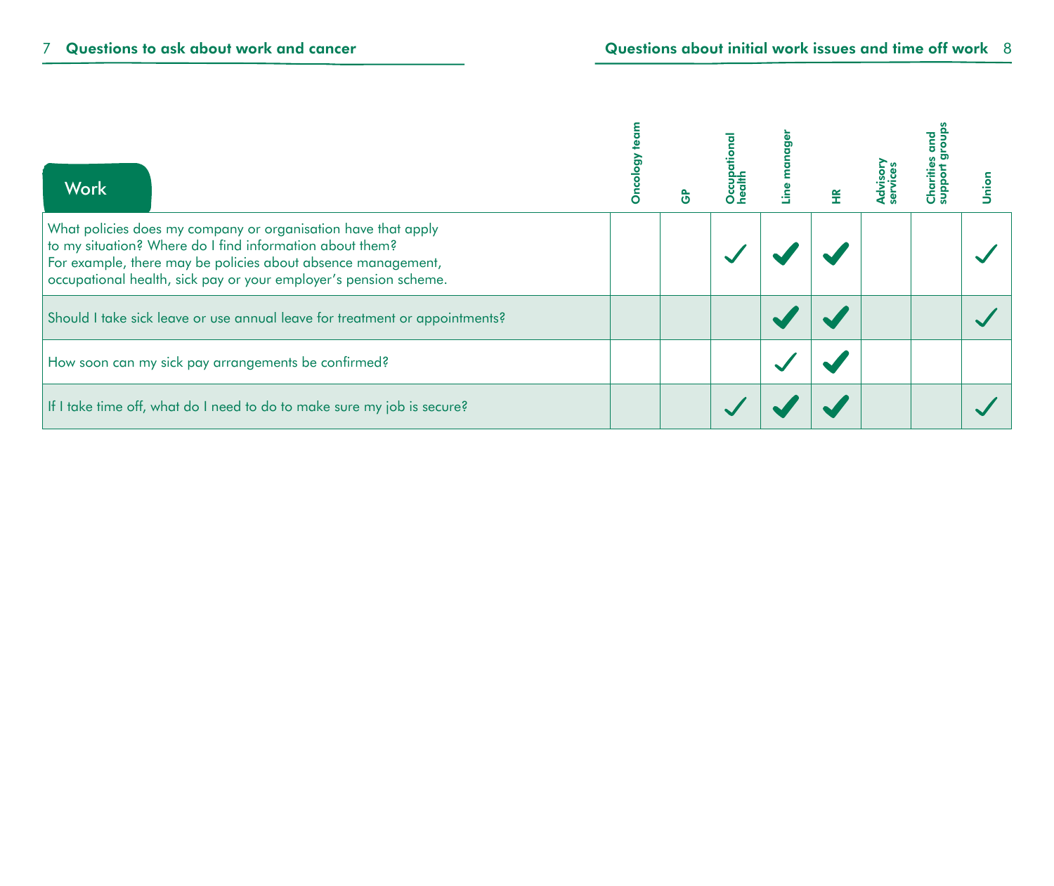| Work | Oncology team | GP | Occupational health | Line manager | HR | Advisory services | Charities and support groups | Union |
|---|---|---|---|---|---|---|---|---|
| What policies does my company or organisation have that apply to my situation? Where do I find information about them? For example, there may be policies about absence management, occupational health, sick pay or your employer's pension scheme. | | | ✓ | ✔ | ✔ | | | ✓ |
| Should I take sick leave or use annual leave for treatment or appointments? | | | | ✔ | ✔ | | | ✓ |
| How soon can my sick pay arrangements be confirmed? | | | | ✓ | ✔ | | | |
| If I take time off, what do I need to do to make sure my job is secure? | | | ✓ | ✔ | ✔ | | | ✓ |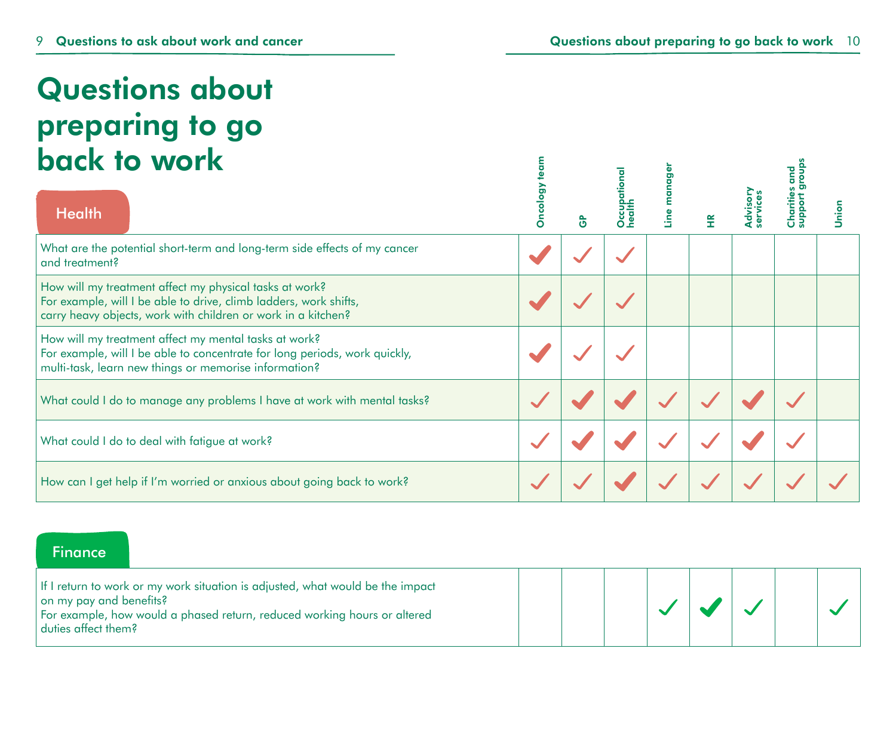# Questions about preparing to go back to work

## Health

| Health | Oncology team | GP | Occupational health | Line manager | HR | Advisory services | Charities and support groups | Union |
|---|---|---|---|---|---|---|---|---|
| What are the potential short-term and long-term side effects of my cancer and treatment? | ✔ | ✓ | ✓ | | | | | |
| How will my treatment affect my physical tasks at work? For example, will I be able to drive, climb ladders, work shifts, carry heavy objects, work with children or work in a kitchen? | ✔ | ✓ | ✓ | | | | | |
| How will my treatment affect my mental tasks at work? For example, will I be able to concentrate for long periods, work quickly, multi-task, learn new things or memorise information? | ✔ | ✓ | ✓ | | | | | |
| What could I do to manage any problems I have at work with mental tasks? | ✓ | ✔ | ✔ | ✓ | ✓ | ✔ | ✓ | |
| What could I do to deal with fatigue at work? | ✓ | ✔ | ✔ | ✓ | ✓ | ✔ | ✓ | |
| How can I get help if I'm worried or anxious about going back to work? | ✓ | ✓ | ✔ | ✓ | ✓ | ✓ | ✓ | ✓ |

## Finance

| Finance | Oncology team | GP | Occupational health | Line manager | HR | Advisory services | Charities and support groups | Union |
|---|---|---|---|---|---|---|---|---|
| If I return to work or my work situation is adjusted, what would be the impact on my pay and benefits? For example, how would a phased return, reduced working hours or altered duties affect them? | | | | ✓ | ✔ | ✓ | | ✓ |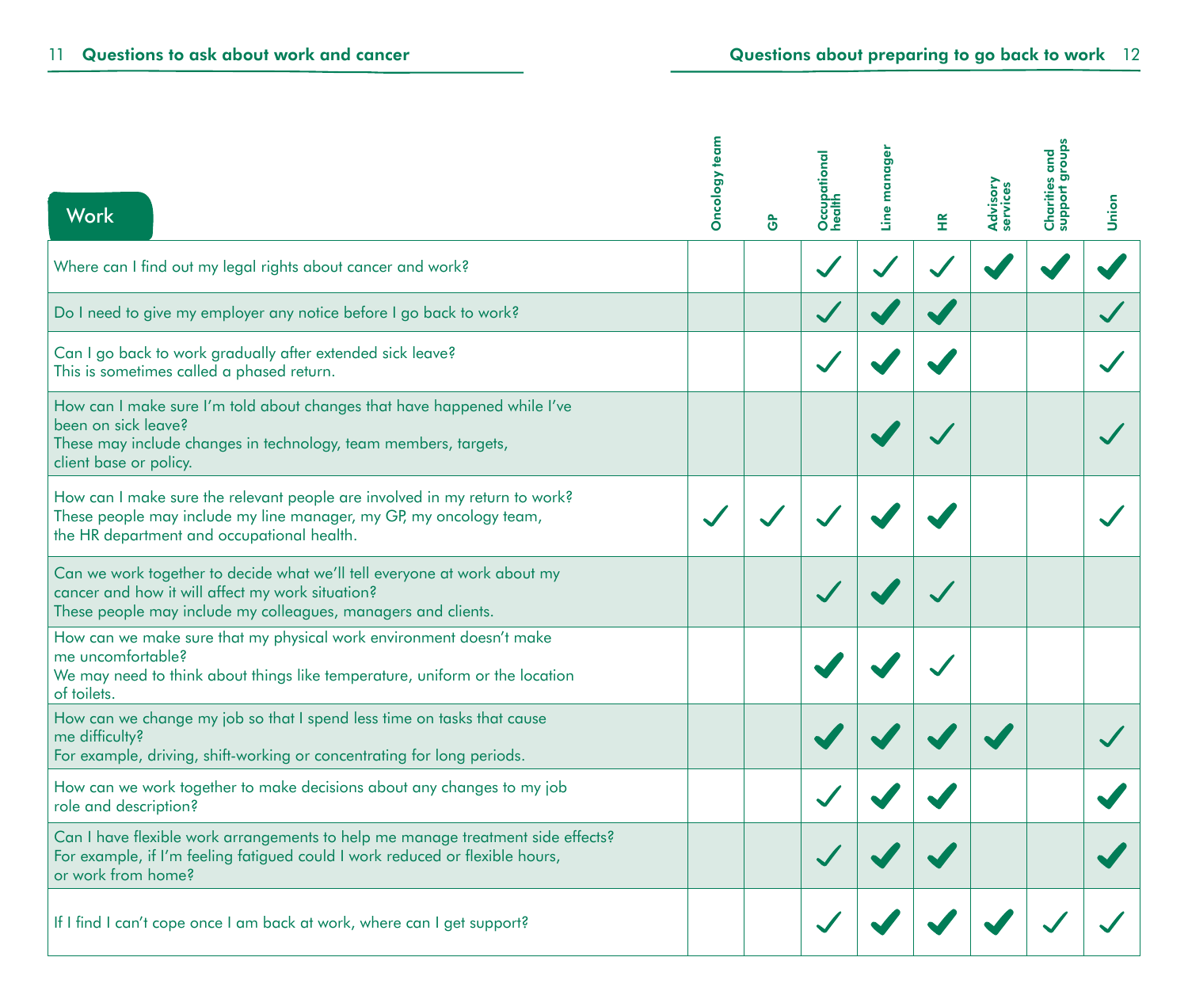| Work | Oncology team | GP | Occupational health | Line manager | HR | Advisory services | Charities and support groups | Union |
|---|---|---|---|---|---|---|---|---|
| Where can I find out my legal rights about cancer and work? | | | ✓ | ✓ | ✓ | ✔ | ✔ | ✔ |
| Do I need to give my employer any notice before I go back to work? | | | ✓ | ✔ | ✔ | | | ✓ |
| Can I go back to work gradually after extended sick leave?<br>This is sometimes called a phased return. | | | ✓ | ✔ | ✔ | | | ✓ |
| How can I make sure I'm told about changes that have happened while I've been on sick leave?<br>These may include changes in technology, team members, targets, client base or policy. | | | | ✔ | ✓ | | | ✓ |
| How can I make sure the relevant people are involved in my return to work?<br>These people may include my line manager, my GP, my oncology team, the HR department and occupational health. | ✓ | ✓ | ✓ | ✔ | ✔ | | | ✓ |
| Can we work together to decide what we'll tell everyone at work about my cancer and how it will affect my work situation?<br>These people may include my colleagues, managers and clients. | | | ✓ | ✔ | ✓ | | | |
| How can we make sure that my physical work environment doesn't make me uncomfortable?<br>We may need to think about things like temperature, uniform or the location of toilets. | | | ✔ | ✔ | ✓ | | | |
| How can we change my job so that I spend less time on tasks that cause me difficulty?<br>For example, driving, shift-working or concentrating for long periods. | | | ✔ | ✔ | ✔ | ✔ | | ✓ |
| How can we work together to make decisions about any changes to my job role and description? | | | ✓ | ✔ | ✔ | | | ✔ |
| Can I have flexible work arrangements to help me manage treatment side effects?<br>For example, if I'm feeling fatigued could I work reduced or flexible hours, or work from home? | | | ✓ | ✔ | ✔ | | | ✔ |
| If I find I can't cope once I am back at work, where can I get support? | | | ✓ | ✔ | ✔ | ✔ | ✓ | ✓ |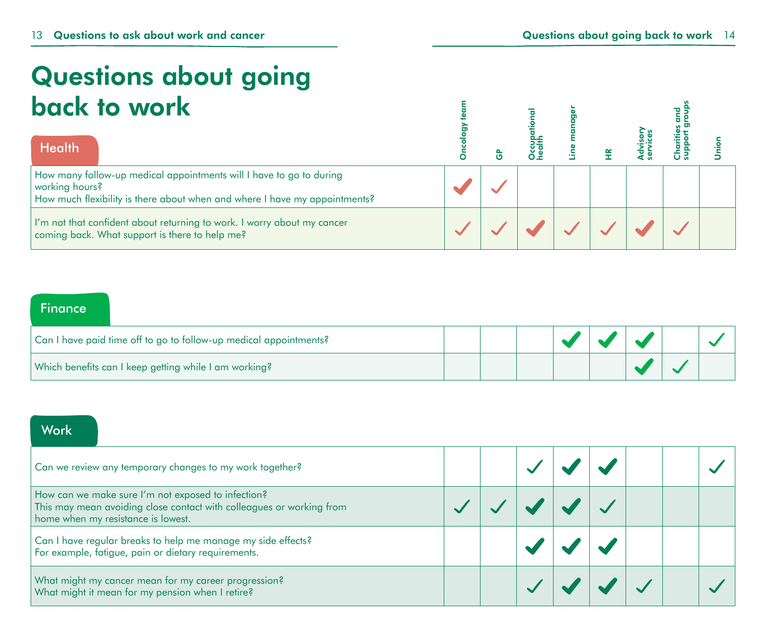# Questions about going back to work

## Health

| Question | Oncology team | GP | Occupational health | Line manager | HR | Advisory services | Charities and support groups | Union |
|---|---|---|---|---|---|---|---|---|
| How many follow-up medical appointments will I have to go to during working hours? How much flexibility is there about when and where I have my appointments? | ✓ | ✓ | | | | | | |
| I'm not that confident about returning to work. I worry about my cancer coming back. What support is there to help me? | ✓ | ✓ | ✓ | ✓ | ✓ | ✓ | ✓ | |

## Finance

| Question | Oncology team | GP | Occupational health | Line manager | HR | Advisory services | Charities and support groups | Union |
|---|---|---|---|---|---|---|---|---|
| Can I have paid time off to go to follow-up medical appointments? | | | | ✓ | ✓ | ✓ | | ✓ |
| Which benefits can I keep getting while I am working? | | | | | | ✓ | ✓ | |

## Work

| Question | Oncology team | GP | Occupational health | Line manager | HR | Advisory services | Charities and support groups | Union |
|---|---|---|---|---|---|---|---|---|
| Can we review any temporary changes to my work together? | | | ✓ | ✓ | ✓ | | | ✓ |
| How can we make sure I'm not exposed to infection? This may mean avoiding close contact with colleagues or working from home when my resistance is lowest. | ✓ | ✓ | ✓ | ✓ | ✓ | | | |
| Can I have regular breaks to help me manage my side effects? For example, fatigue, pain or dietary requirements. | | | ✓ | ✓ | ✓ | | | |
| What might my cancer mean for my career progression? What might it mean for my pension when I retire? | | | ✓ | ✓ | ✓ | ✓ | | ✓ |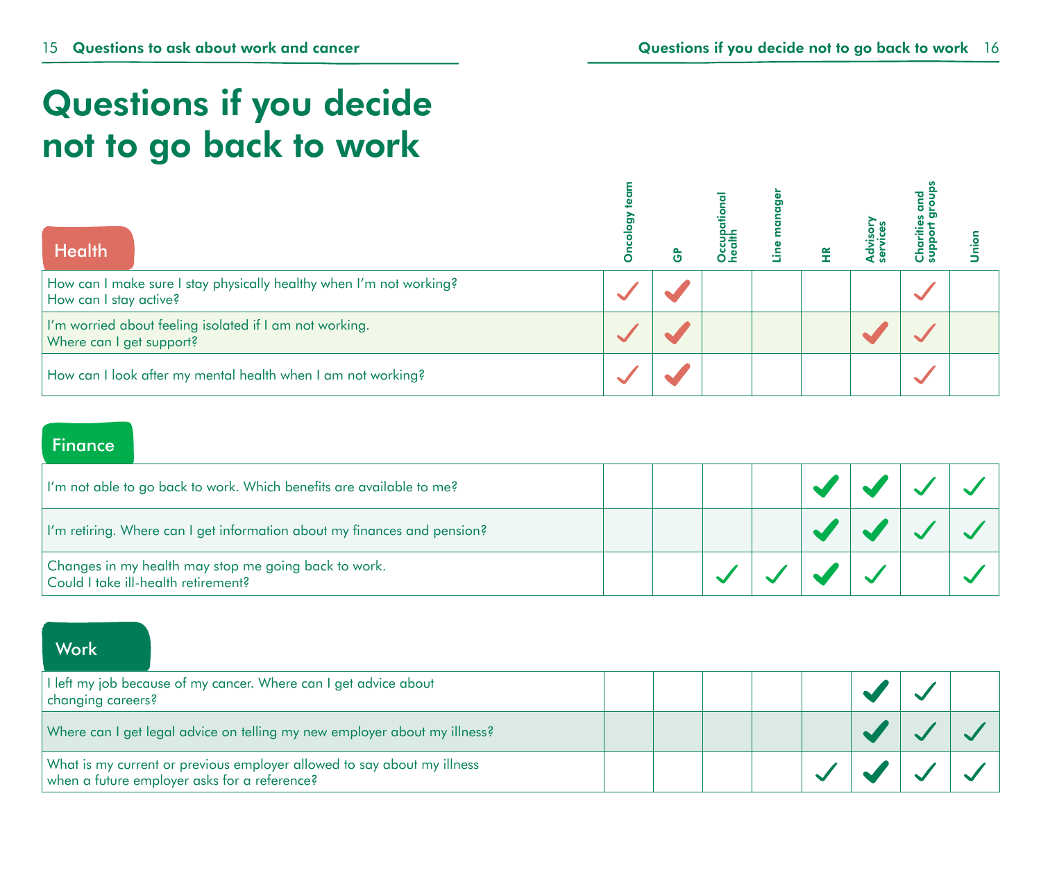# Questions if you decide not to go back to work

| Health | Oncology team | GP | Occupational health | Line manager | HR | Advisory services | Charities and support groups | Union |
|---|---|---|---|---|---|---|---|---|
| How can I make sure I stay physically healthy when I'm not working? How can I stay active? | ✓ | ✓ | | | | | ✓ | |
| I'm worried about feeling isolated if I am not working. Where can I get support? | ✓ | ✓ | | | | ✓ | ✓ | |
| How can I look after my mental health when I am not working? | ✓ | ✓ | | | | | ✓ | |

| Finance | Oncology team | GP | Occupational health | Line manager | HR | Advisory services | Charities and support groups | Union |
|---|---|---|---|---|---|---|---|---|
| I'm not able to go back to work. Which benefits are available to me? | | | | | ✓ | ✓ | ✓ | ✓ |
| I'm retiring. Where can I get information about my finances and pension? | | | | | ✓ | ✓ | ✓ | ✓ |
| Changes in my health may stop me going back to work. Could I take ill-health retirement? | | | ✓ | ✓ | ✓ | ✓ | | ✓ |

| Work | Oncology team | GP | Occupational health | Line manager | HR | Advisory services | Charities and support groups | Union |
|---|---|---|---|---|---|---|---|---|
| I left my job because of my cancer. Where can I get advice about changing careers? | | | | | | ✓ | ✓ | |
| Where can I get legal advice on telling my new employer about my illness? | | | | | | ✓ | ✓ | ✓ |
| What is my current or previous employer allowed to say about my illness when a future employer asks for a reference? | | | | | ✓ | ✓ | ✓ | ✓ |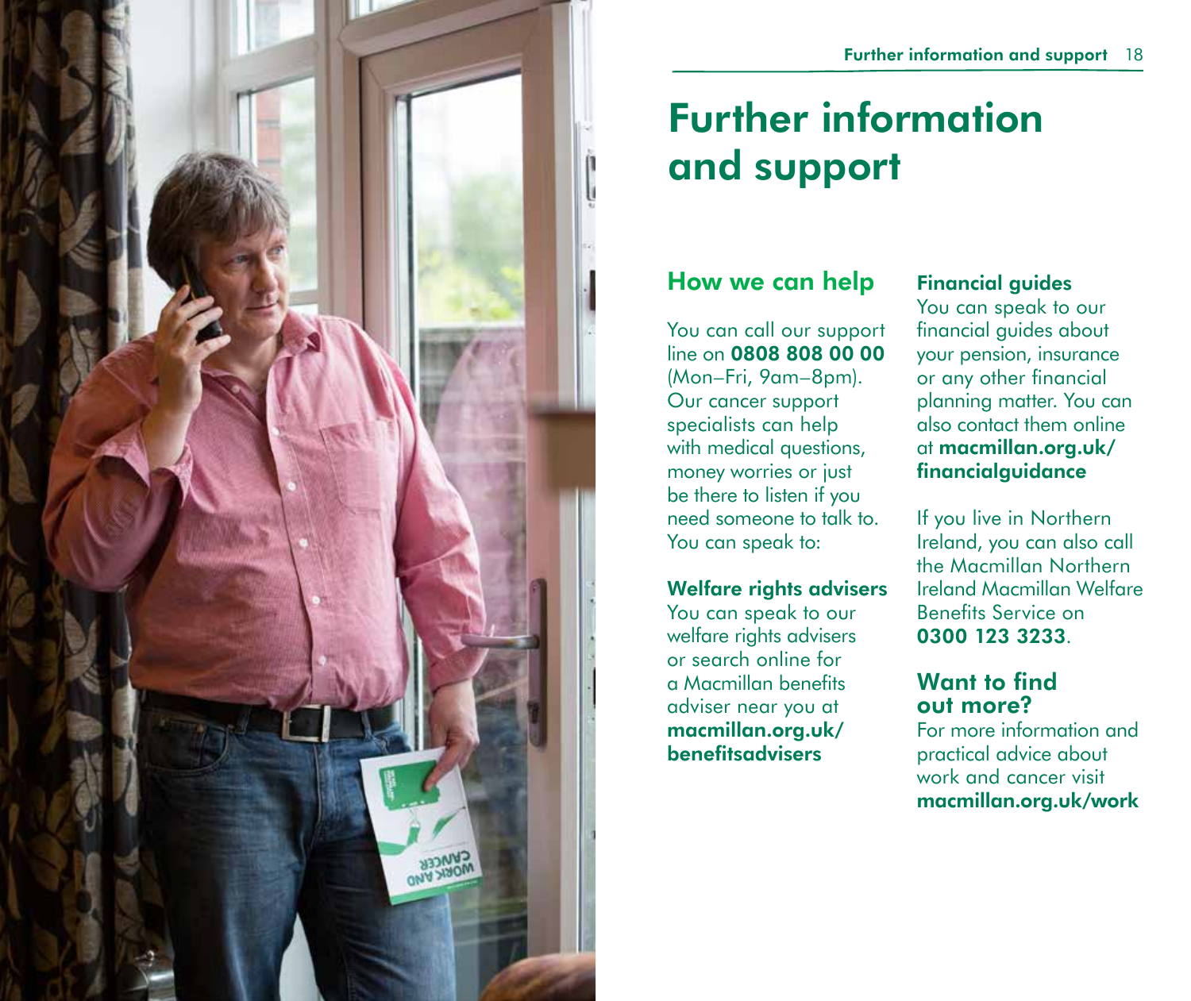# Further information and support

## How we can help

You can call our support line on **0808 808 00 00** (Mon–Fri, 9am–8pm). Our cancer support specialists can help with medical questions, money worries or just be there to listen if you need someone to talk to. You can speak to:

### Welfare rights advisers

You can speak to our welfare rights advisers or search online for a Macmillan benefits adviser near you at **macmillan.org.uk/benefitsadvisers**

### Financial guides

You can speak to our financial guides about your pension, insurance or any other financial planning matter. You can also contact them online at **macmillan.org.uk/financialguidance**

If you live in Northern Ireland, you can also call the Macmillan Northern Ireland Macmillan Welfare Benefits Service on **0300 123 3233**.

## Want to find out more?

For more information and practical advice about work and cancer visit **macmillan.org.uk/work**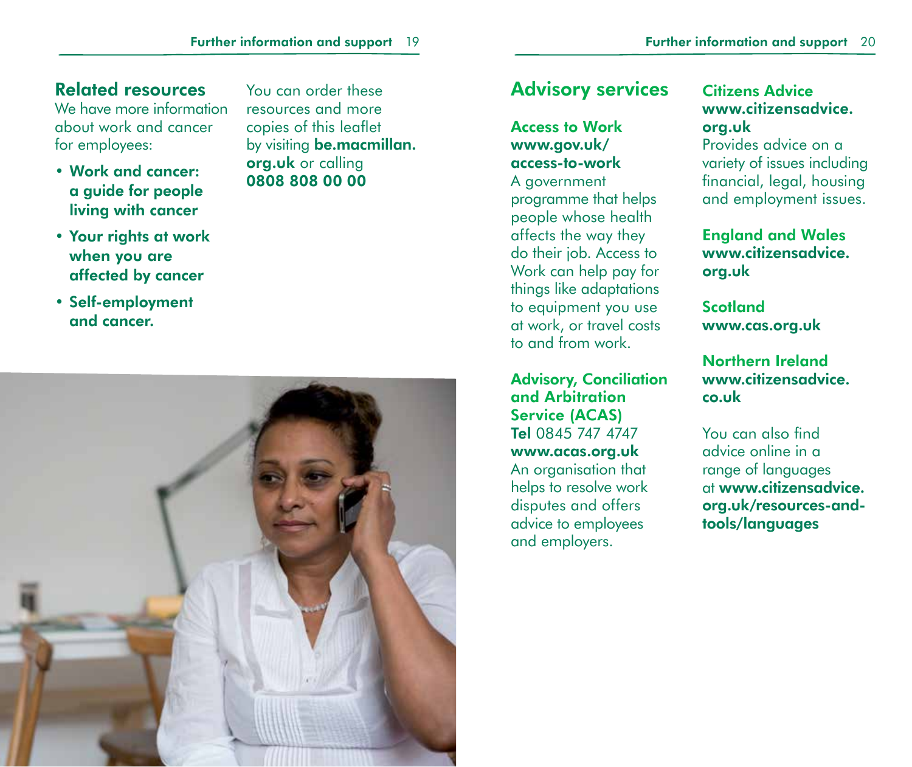## Related resources

We have more information about work and cancer for employees:

- **Work and cancer: a guide for people living with cancer**
- **Your rights at work when you are affected by cancer**
- **Self-employment and cancer.**

You can order these resources and more copies of this leaflet by visiting **be.macmillan.org.uk** or calling **0808 808 00 00**

## Advisory services

### Access to Work
**www.gov.uk/access-to-work**

A government programme that helps people whose health affects the way they do their job. Access to Work can help pay for things like adaptations to equipment you use at work, or travel costs to and from work.

### Advisory, Conciliation and Arbitration Service (ACAS)
**Tel** 0845 747 4747
**www.acas.org.uk**

An organisation that helps to resolve work disputes and offers advice to employees and employers.

### Citizens Advice
**www.citizensadvice.org.uk**

Provides advice on a variety of issues including financial, legal, housing and employment issues.

### England and Wales
**www.citizensadvice.org.uk**

### Scotland
**www.cas.org.uk**

### Northern Ireland
**www.citizensadvice.co.uk**

You can also find advice online in a range of languages at **www.citizensadvice.org.uk/resources-and-tools/languages**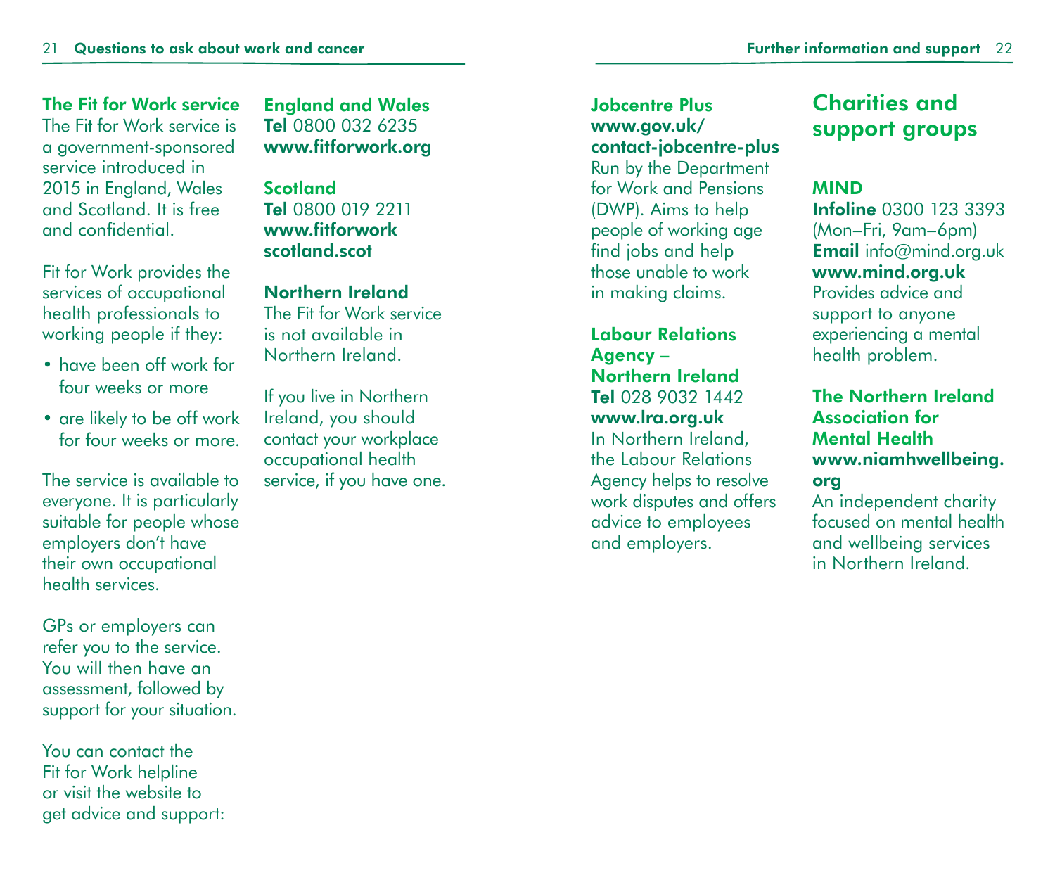### The Fit for Work service

The Fit for Work service is a government-sponsored service introduced in 2015 in England, Wales and Scotland. It is free and confidential.

Fit for Work provides the services of occupational health professionals to working people if they:

- have been off work for four weeks or more
- are likely to be off work for four weeks or more.

The service is available to everyone. It is particularly suitable for people whose employers don't have their own occupational health services.

GPs or employers can refer you to the service. You will then have an assessment, followed by support for your situation.

You can contact the Fit for Work helpline or visit the website to get advice and support:

**England and Wales**
**Tel** 0800 032 6235
**www.fitforwork.org**

**Scotland**
**Tel** 0800 019 2211
**www.fitforwork scotland.scot**

**Northern Ireland**
The Fit for Work service is not available in Northern Ireland.

If you live in Northern Ireland, you should contact your workplace occupational health service, if you have one.

**Jobcentre Plus**
**www.gov.uk/contact-jobcentre-plus**
Run by the Department for Work and Pensions (DWP). Aims to help people of working age find jobs and help those unable to work in making claims.

**Labour Relations Agency – Northern Ireland**
**Tel** 028 9032 1442
**www.lra.org.uk**
In Northern Ireland, the Labour Relations Agency helps to resolve work disputes and offers advice to employees and employers.

## Charities and support groups

**MIND**
**Infoline** 0300 123 3393 (Mon–Fri, 9am–6pm)
**Email** info@mind.org.uk
**www.mind.org.uk**
Provides advice and support to anyone experiencing a mental health problem.

**The Northern Ireland Association for Mental Health**
**www.niamhwellbeing.org**
An independent charity focused on mental health and wellbeing services in Northern Ireland.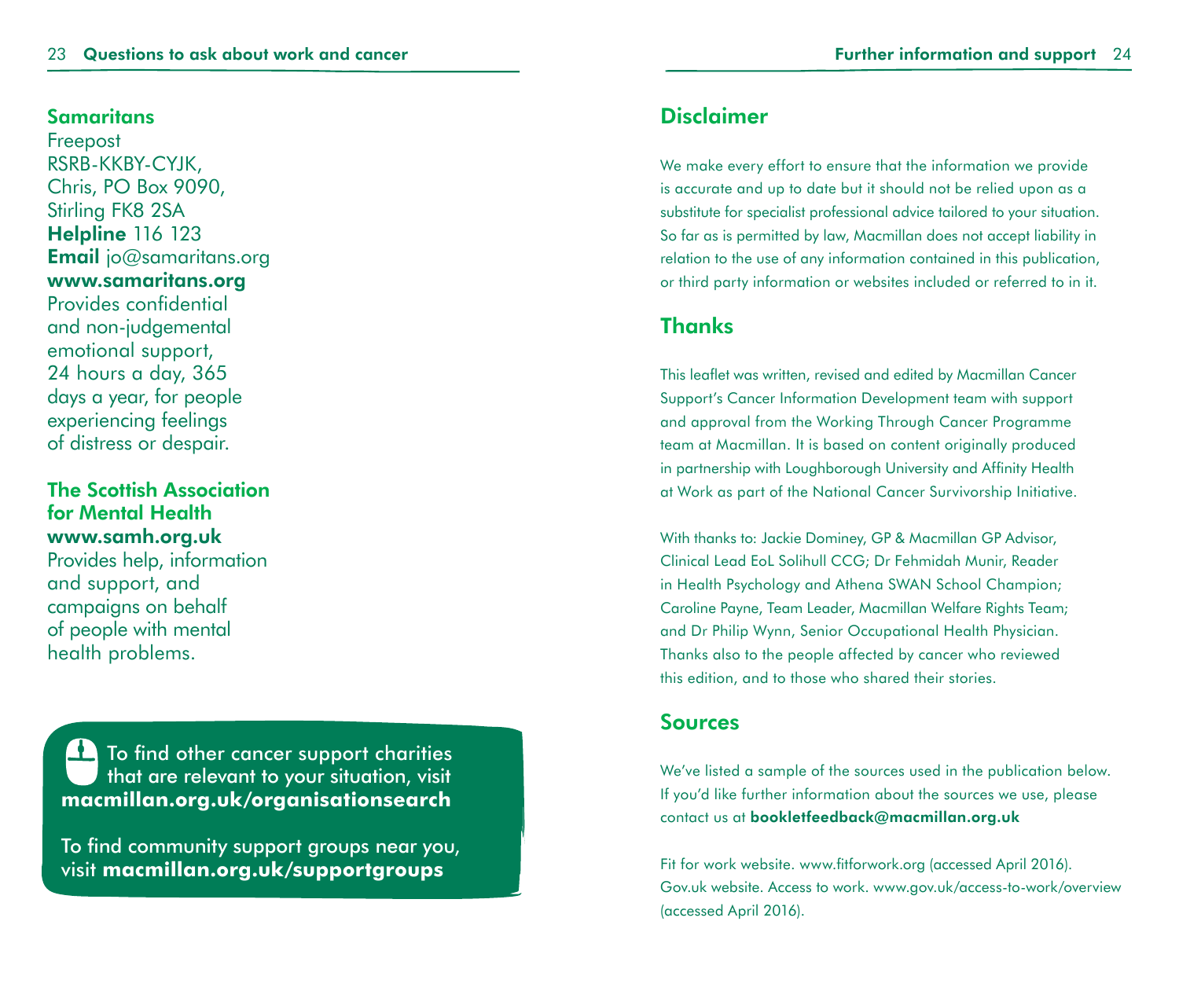### Samaritans

Freepost
RSRB-KKBY-CYJK,
Chris, PO Box 9090,
Stirling FK8 2SA
**Helpline** 116 123
**Email** jo@samaritans.org
**www.samaritans.org**
Provides confidential and non-judgemental emotional support, 24 hours a day, 365 days a year, for people experiencing feelings of distress or despair.

### The Scottish Association for Mental Health

**www.samh.org.uk**
Provides help, information and support, and campaigns on behalf of people with mental health problems.

To find other cancer support charities that are relevant to your situation, visit **macmillan.org.uk/organisationsearch**

To find community support groups near you, visit **macmillan.org.uk/supportgroups**

## Disclaimer

We make every effort to ensure that the information we provide is accurate and up to date but it should not be relied upon as a substitute for specialist professional advice tailored to your situation. So far as is permitted by law, Macmillan does not accept liability in relation to the use of any information contained in this publication, or third party information or websites included or referred to in it.

## Thanks

This leaflet was written, revised and edited by Macmillan Cancer Support's Cancer Information Development team with support and approval from the Working Through Cancer Programme team at Macmillan. It is based on content originally produced in partnership with Loughborough University and Affinity Health at Work as part of the National Cancer Survivorship Initiative.

With thanks to: Jackie Dominey, GP & Macmillan GP Advisor, Clinical Lead EoL Solihull CCG; Dr Fehmidah Munir, Reader in Health Psychology and Athena SWAN School Champion; Caroline Payne, Team Leader, Macmillan Welfare Rights Team; and Dr Philip Wynn, Senior Occupational Health Physician. Thanks also to the people affected by cancer who reviewed this edition, and to those who shared their stories.

## Sources

We've listed a sample of the sources used in the publication below. If you'd like further information about the sources we use, please contact us at **bookletfeedback@macmillan.org.uk**

Fit for work website. www.fitforwork.org (accessed April 2016).
Gov.uk website. Access to work. www.gov.uk/access-to-work/overview (accessed April 2016).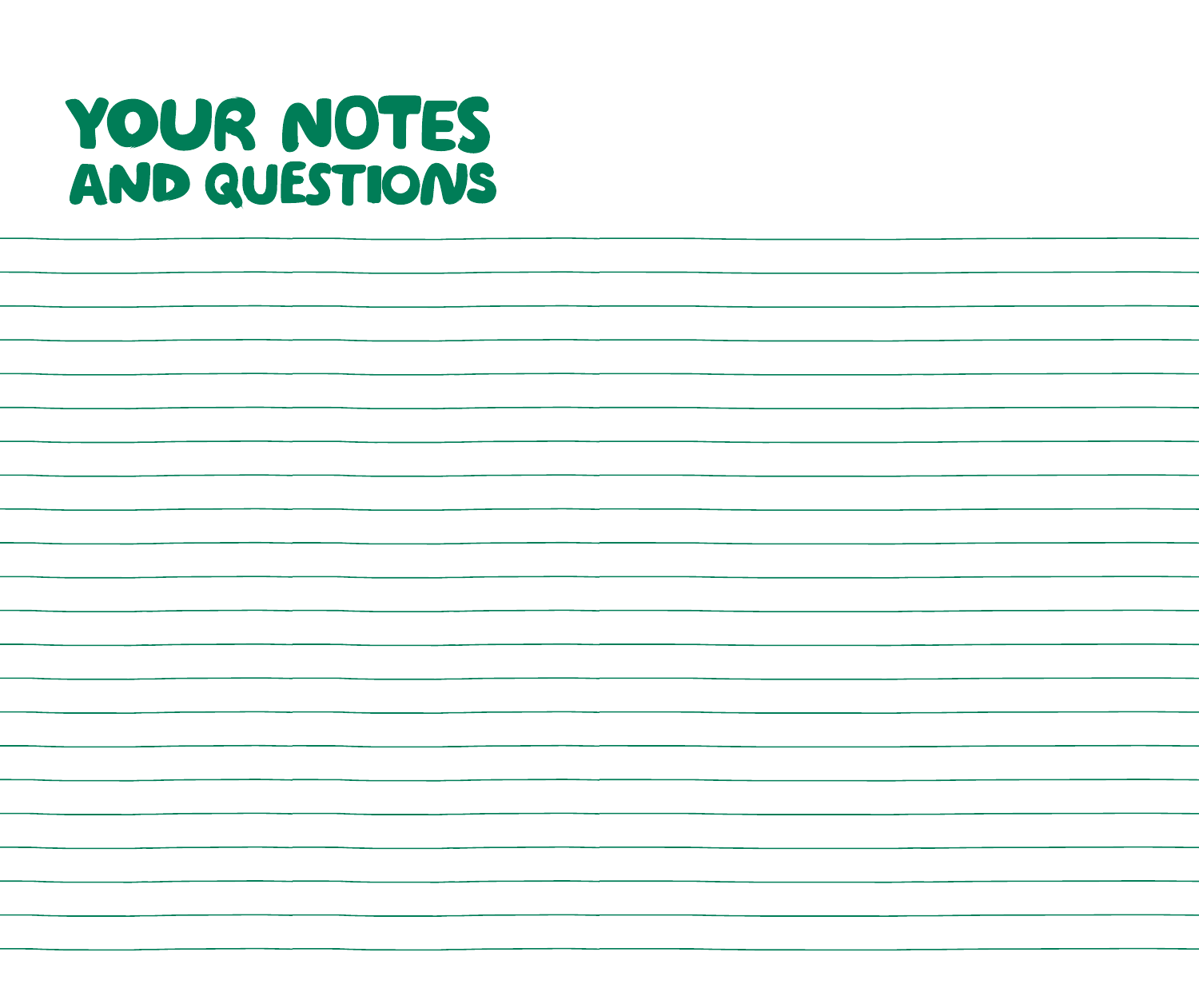# YOUR NOTES AND QUESTIONS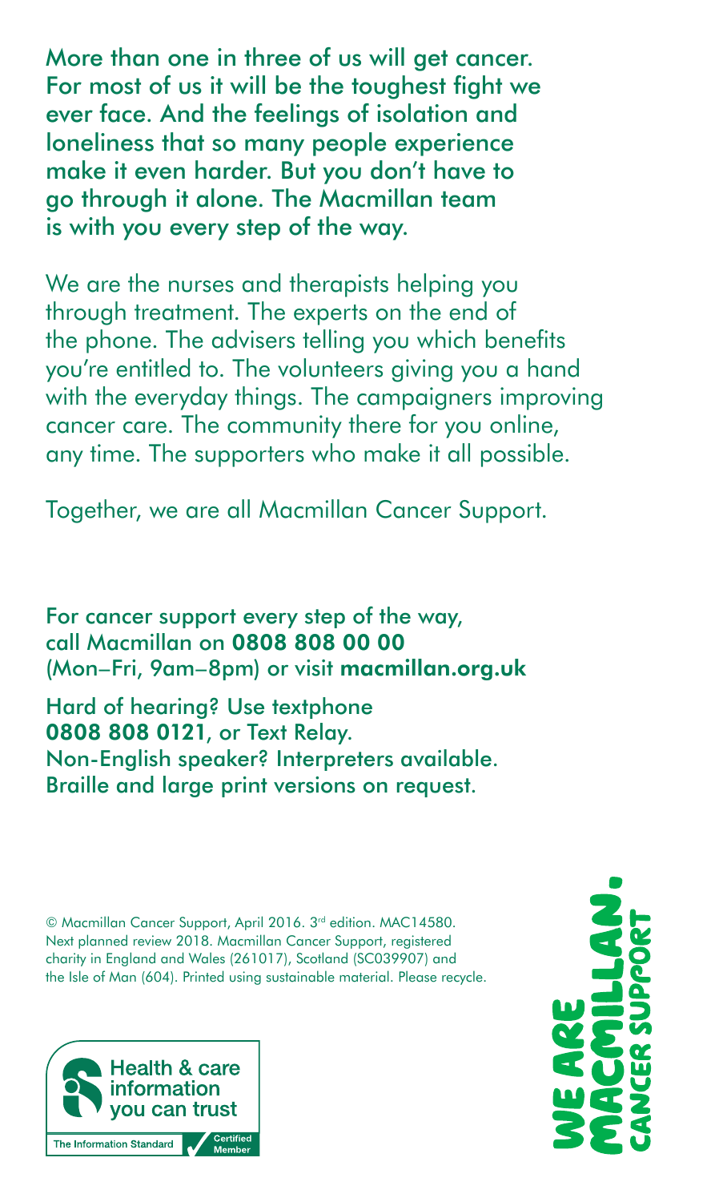More than one in three of us will get cancer. For most of us it will be the toughest fight we ever face. And the feelings of isolation and loneliness that so many people experience make it even harder. But you don't have to go through it alone. The Macmillan team is with you every step of the way.

We are the nurses and therapists helping you through treatment. The experts on the end of the phone. The advisers telling you which benefits you're entitled to. The volunteers giving you a hand with the everyday things. The campaigners improving cancer care. The community there for you online, any time. The supporters who make it all possible.

Together, we are all Macmillan Cancer Support.

For cancer support every step of the way, call Macmillan on **0808 808 00 00** (Mon–Fri, 9am–8pm) or visit **macmillan.org.uk**

Hard of hearing? Use textphone **0808 808 0121**, or Text Relay.
Non-English speaker? Interpreters available.
Braille and large print versions on request.

© Macmillan Cancer Support, April 2016. 3rd edition. MAC14580. Next planned review 2018. Macmillan Cancer Support, registered charity in England and Wales (261017), Scotland (SC039907) and the Isle of Man (604). Printed using sustainable material. Please recycle.

Health & care information you can trust

The Information Standard Certified Member

WE ARE MACMILLAN. CANCER SUPPORT